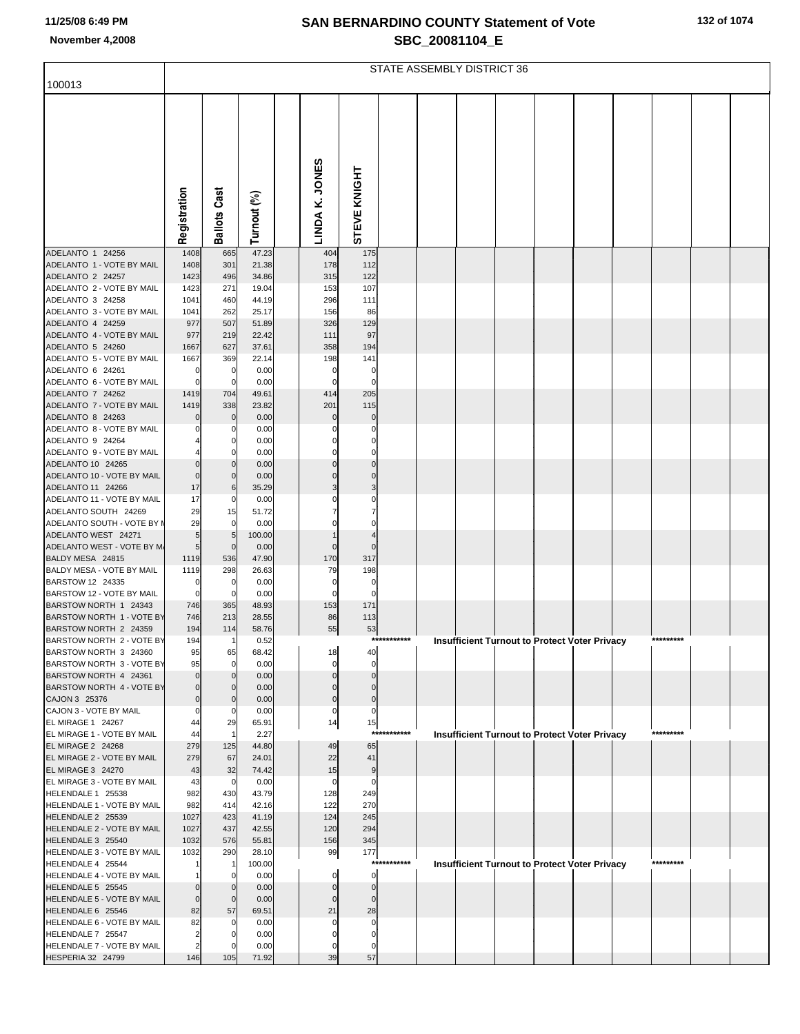# SAN BERNARDINO COUNTY Statement of Vote

November 4,2008

SBC_20081104_E

## STATE ASSEMBLY DISTRICT 36

100013

| | Registration | Ballots Cast | Turnout (%) | LINDA K. JONES | STEVE KNIGHT |
|---|---|---|---|---|---|
| ADELANTO 1 24256 | 1408 | 665 | 47.23 | 404 | 175 |
| ADELANTO 1 - VOTE BY MAIL | 1408 | 301 | 21.38 | 178 | 112 |
| ADELANTO 2 24257 | 1423 | 496 | 34.86 | 315 | 122 |
| ADELANTO 2 - VOTE BY MAIL | 1423 | 271 | 19.04 | 153 | 107 |
| ADELANTO 3 24258 | 1041 | 460 | 44.19 | 296 | 111 |
| ADELANTO 3 - VOTE BY MAIL | 1041 | 262 | 25.17 | 156 | 86 |
| ADELANTO 4 24259 | 977 | 507 | 51.89 | 326 | 129 |
| ADELANTO 4 - VOTE BY MAIL | 977 | 219 | 22.42 | 111 | 97 |
| ADELANTO 5 24260 | 1667 | 627 | 37.61 | 358 | 194 |
| ADELANTO 5 - VOTE BY MAIL | 1667 | 369 | 22.14 | 198 | 141 |
| ADELANTO 6 24261 | 0 | 0 | 0.00 | 0 | 0 |
| ADELANTO 6 - VOTE BY MAIL | 0 | 0 | 0.00 | 0 | 0 |
| ADELANTO 7 24262 | 1419 | 704 | 49.61 | 414 | 205 |
| ADELANTO 7 - VOTE BY MAIL | 1419 | 338 | 23.82 | 201 | 115 |
| ADELANTO 8 24263 | 0 | 0 | 0.00 | 0 | 0 |
| ADELANTO 8 - VOTE BY MAIL | 0 | 0 | 0.00 | 0 | 0 |
| ADELANTO 9 24264 | 4 | 0 | 0.00 | 0 | 0 |
| ADELANTO 9 - VOTE BY MAIL | 4 | 0 | 0.00 | 0 | 0 |
| ADELANTO 10 24265 | 0 | 0 | 0.00 | 0 | 0 |
| ADELANTO 10 - VOTE BY MAIL | 0 | 0 | 0.00 | 0 | 0 |
| ADELANTO 11 24266 | 17 | 6 | 35.29 | 3 | 3 |
| ADELANTO 11 - VOTE BY MAIL | 17 | 0 | 0.00 | 0 | 0 |
| ADELANTO SOUTH 24269 | 29 | 15 | 51.72 | 7 | 7 |
| ADELANTO SOUTH - VOTE BY M | 29 | 0 | 0.00 | 0 | 0 |
| ADELANTO WEST 24271 | 5 | 5 | 100.00 | 1 | 4 |
| ADELANTO WEST - VOTE BY MA | 5 | 0 | 0.00 | 0 | 0 |
| BALDY MESA 24815 | 1119 | 536 | 47.90 | 170 | 317 |
| BALDY MESA - VOTE BY MAIL | 1119 | 298 | 26.63 | 79 | 198 |
| BARSTOW 12 24335 | 0 | 0 | 0.00 | 0 | 0 |
| BARSTOW 12 - VOTE BY MAIL | 0 | 0 | 0.00 | 0 | 0 |
| BARSTOW NORTH 1 24343 | 746 | 365 | 48.93 | 153 | 171 |
| BARSTOW NORTH 1 - VOTE BY | 746 | 213 | 28.55 | 86 | 113 |
| BARSTOW NORTH 2 24359 | 194 | 114 | 58.76 | 55 | 53 |
| BARSTOW NORTH 2 - VOTE BY | 194 | 1 | 0.52 | *********** Insufficient Turnout to Protect Voter Privacy ********* | |
| BARSTOW NORTH 3 24360 | 95 | 65 | 68.42 | 18 | 40 |
| BARSTOW NORTH 3 - VOTE BY | 95 | 0 | 0.00 | 0 | 0 |
| BARSTOW NORTH 4 24361 | 0 | 0 | 0.00 | 0 | 0 |
| BARSTOW NORTH 4 - VOTE BY | 0 | 0 | 0.00 | 0 | 0 |
| CAJON 3 25376 | 0 | 0 | 0.00 | 0 | 0 |
| CAJON 3 - VOTE BY MAIL | 0 | 0 | 0.00 | 0 | 0 |
| EL MIRAGE 1 24267 | 44 | 29 | 65.91 | 14 | 15 |
| EL MIRAGE 1 - VOTE BY MAIL | 44 | 1 | 2.27 | *********** Insufficient Turnout to Protect Voter Privacy ********* | |
| EL MIRAGE 2 24268 | 279 | 125 | 44.80 | 49 | 65 |
| EL MIRAGE 2 - VOTE BY MAIL | 279 | 67 | 24.01 | 22 | 41 |
| EL MIRAGE 3 24270 | 43 | 32 | 74.42 | 15 | 9 |
| EL MIRAGE 3 - VOTE BY MAIL | 43 | 0 | 0.00 | 0 | 0 |
| HELENDALE 1 25538 | 982 | 430 | 43.79 | 128 | 249 |
| HELENDALE 1 - VOTE BY MAIL | 982 | 414 | 42.16 | 122 | 270 |
| HELENDALE 2 25539 | 1027 | 423 | 41.19 | 124 | 245 |
| HELENDALE 2 - VOTE BY MAIL | 1027 | 437 | 42.55 | 120 | 294 |
| HELENDALE 3 25540 | 1032 | 576 | 55.81 | 156 | 345 |
| HELENDALE 3 - VOTE BY MAIL | 1032 | 290 | 28.10 | 99 | 177 |
| HELENDALE 4 25544 | 1 | 1 | 100.00 | *********** Insufficient Turnout to Protect Voter Privacy ********* | |
| HELENDALE 4 - VOTE BY MAIL | 1 | 0 | 0.00 | 0 | 0 |
| HELENDALE 5 25545 | 0 | 0 | 0.00 | 0 | 0 |
| HELENDALE 5 - VOTE BY MAIL | 0 | 0 | 0.00 | 0 | 0 |
| HELENDALE 6 25546 | 82 | 57 | 69.51 | 21 | 28 |
| HELENDALE 6 - VOTE BY MAIL | 82 | 0 | 0.00 | 0 | 0 |
| HELENDALE 7 25547 | 2 | 0 | 0.00 | 0 | 0 |
| HELENDALE 7 - VOTE BY MAIL | 2 | 0 | 0.00 | 0 | 0 |
| HESPERIA 32 24799 | 146 | 105 | 71.92 | 39 | 57 |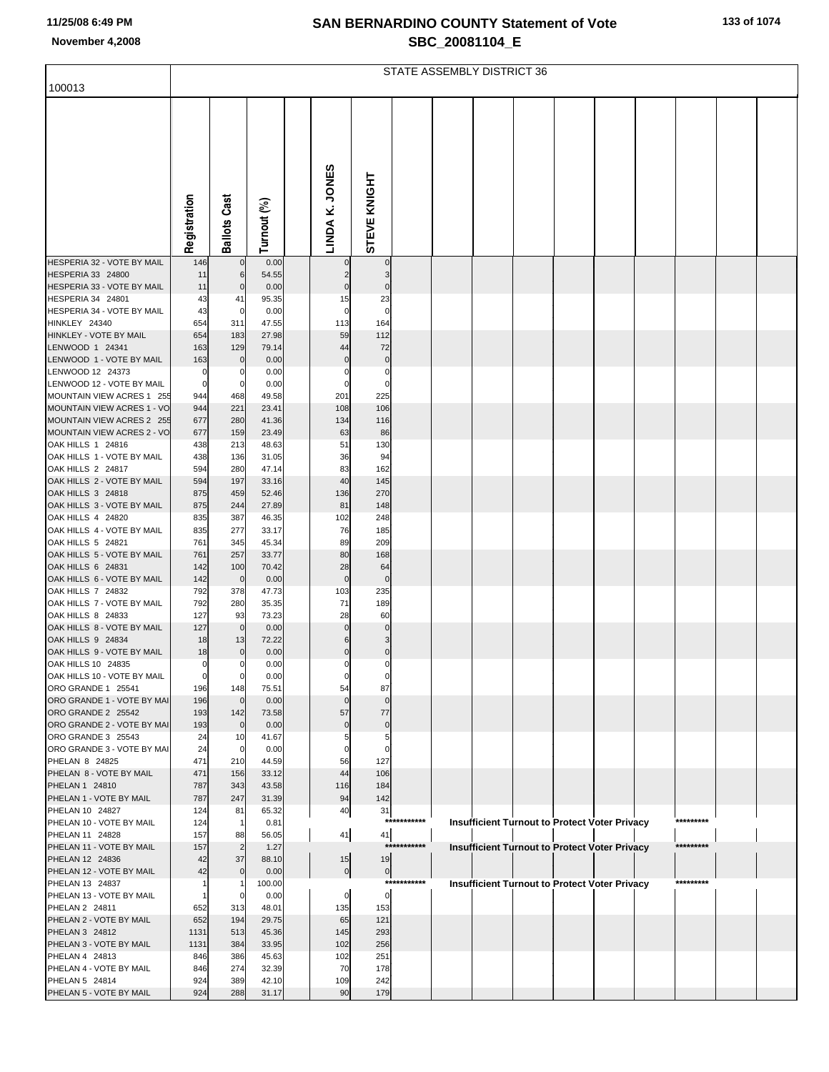# SAN BERNARDINO COUNTY Statement of Vote

## SBC_20081104_E

11/25/08 6:49 PM

November 4,2008

100013

STATE ASSEMBLY DISTRICT 36

| | Registration | Ballots Cast | Turnout (%) | | LINDA K. JONES | STEVE KNIGHT | | | | | | | | | | |
|---|---|---|---|---|---|---|---|---|---|---|---|---|---|---|---|---|
| HESPERIA 32 - VOTE BY MAIL | 146 | 0 | 0.00 | | 0 | 0 | | | | | | | | | | |
| HESPERIA 33 24800 | 11 | 6 | 54.55 | | 2 | 3 | | | | | | | | | | |
| HESPERIA 33 - VOTE BY MAIL | 11 | 0 | 0.00 | | 0 | 0 | | | | | | | | | | |
| HESPERIA 34 24801 | 43 | 41 | 95.35 | | 15 | 23 | | | | | | | | | | |
| HESPERIA 34 - VOTE BY MAIL | 43 | 0 | 0.00 | | 0 | 0 | | | | | | | | | | |
| HINKLEY 24340 | 654 | 311 | 47.55 | | 113 | 164 | | | | | | | | | | |
| HINKLEY - VOTE BY MAIL | 654 | 183 | 27.98 | | 59 | 112 | | | | | | | | | | |
| LENWOOD 1 24341 | 163 | 129 | 79.14 | | 44 | 72 | | | | | | | | | | |
| LENWOOD 1 - VOTE BY MAIL | 163 | 0 | 0.00 | | 0 | 0 | | | | | | | | | | |
| LENWOOD 12 24373 | 0 | 0 | 0.00 | | 0 | 0 | | | | | | | | | | |
| LENWOOD 12 - VOTE BY MAIL | 0 | 0 | 0.00 | | 0 | 0 | | | | | | | | | | |
| MOUNTAIN VIEW ACRES 1 255 | 944 | 468 | 49.58 | | 201 | 225 | | | | | | | | | | |
| MOUNTAIN VIEW ACRES 1 - VO | 944 | 221 | 23.41 | | 108 | 106 | | | | | | | | | | |
| MOUNTAIN VIEW ACRES 2 255 | 677 | 280 | 41.36 | | 134 | 116 | | | | | | | | | | |
| MOUNTAIN VIEW ACRES 2 - VO | 677 | 159 | 23.49 | | 63 | 86 | | | | | | | | | | |
| OAK HILLS 1 24816 | 438 | 213 | 48.63 | | 51 | 130 | | | | | | | | | | |
| OAK HILLS 1 - VOTE BY MAIL | 438 | 136 | 31.05 | | 36 | 94 | | | | | | | | | | |
| OAK HILLS 2 24817 | 594 | 280 | 47.14 | | 83 | 162 | | | | | | | | | | |
| OAK HILLS 2 - VOTE BY MAIL | 594 | 197 | 33.16 | | 40 | 145 | | | | | | | | | | |
| OAK HILLS 3 24818 | 875 | 459 | 52.46 | | 136 | 270 | | | | | | | | | | |
| OAK HILLS 3 - VOTE BY MAIL | 875 | 244 | 27.89 | | 81 | 148 | | | | | | | | | | |
| OAK HILLS 4 24820 | 835 | 387 | 46.35 | | 102 | 248 | | | | | | | | | | |
| OAK HILLS 4 - VOTE BY MAIL | 835 | 277 | 33.17 | | 76 | 185 | | | | | | | | | | |
| OAK HILLS 5 24821 | 761 | 345 | 45.34 | | 89 | 209 | | | | | | | | | | |
| OAK HILLS 5 - VOTE BY MAIL | 761 | 257 | 33.77 | | 80 | 168 | | | | | | | | | | |
| OAK HILLS 6 24831 | 142 | 100 | 70.42 | | 28 | 64 | | | | | | | | | | |
| OAK HILLS 6 - VOTE BY MAIL | 142 | 0 | 0.00 | | 0 | 0 | | | | | | | | | | |
| OAK HILLS 7 24832 | 792 | 378 | 47.73 | | 103 | 235 | | | | | | | | | | |
| OAK HILLS 7 - VOTE BY MAIL | 792 | 280 | 35.35 | | 71 | 189 | | | | | | | | | | |
| OAK HILLS 8 24833 | 127 | 93 | 73.23 | | 28 | 60 | | | | | | | | | | |
| OAK HILLS 8 - VOTE BY MAIL | 127 | 0 | 0.00 | | 0 | 0 | | | | | | | | | | |
| OAK HILLS 9 24834 | 18 | 13 | 72.22 | | 6 | 3 | | | | | | | | | | |
| OAK HILLS 9 - VOTE BY MAIL | 18 | 0 | 0.00 | | 0 | 0 | | | | | | | | | | |
| OAK HILLS 10 24835 | 0 | 0 | 0.00 | | 0 | 0 | | | | | | | | | | |
| OAK HILLS 10 - VOTE BY MAIL | 0 | 0 | 0.00 | | 0 | 0 | | | | | | | | | | |
| ORO GRANDE 1 25541 | 196 | 148 | 75.51 | | 54 | 87 | | | | | | | | | | |
| ORO GRANDE 1 - VOTE BY MAI | 196 | 0 | 0.00 | | 0 | 0 | | | | | | | | | | |
| ORO GRANDE 2 25542 | 193 | 142 | 73.58 | | 57 | 77 | | | | | | | | | | |
| ORO GRANDE 2 - VOTE BY MAI | 193 | 0 | 0.00 | | 0 | 0 | | | | | | | | | | |
| ORO GRANDE 3 25543 | 24 | 10 | 41.67 | | 5 | 5 | | | | | | | | | | |
| ORO GRANDE 3 - VOTE BY MAI | 24 | 0 | 0.00 | | 0 | 0 | | | | | | | | | | |
| PHELAN 8 24825 | 471 | 210 | 44.59 | | 56 | 127 | | | | | | | | | | |
| PHELAN 8 - VOTE BY MAIL | 471 | 156 | 33.12 | | 44 | 106 | | | | | | | | | | |
| PHELAN 1 24810 | 787 | 343 | 43.58 | | 116 | 184 | | | | | | | | | | |
| PHELAN 1 - VOTE BY MAIL | 787 | 247 | 31.39 | | 94 | 142 | | | | | | | | | | |
| PHELAN 10 24827 | 124 | 81 | 65.32 | | 40 | 31 | | | | | | | | | | |
| PHELAN 10 - VOTE BY MAIL | 124 | 1 | 0.81 | | | | *********** | | Insufficient Turnout to Protect Voter Privacy | | | | | ********* | | |
| PHELAN 11 24828 | 157 | 88 | 56.05 | | 41 | 41 | | | | | | | | | | |
| PHELAN 11 - VOTE BY MAIL | 157 | 2 | 1.27 | | | | *********** | | Insufficient Turnout to Protect Voter Privacy | | | | | ********* | | |
| PHELAN 12 24836 | 42 | 37 | 88.10 | | 15 | 19 | | | | | | | | | | |
| PHELAN 12 - VOTE BY MAIL | 42 | 0 | 0.00 | | 0 | 0 | | | | | | | | | | |
| PHELAN 13 24837 | 1 | 1 | 100.00 | | | | *********** | | Insufficient Turnout to Protect Voter Privacy | | | | | ********* | | |
| PHELAN 13 - VOTE BY MAIL | 1 | 0 | 0.00 | | 0 | 0 | | | | | | | | | | |
| PHELAN 2 24811 | 652 | 313 | 48.01 | | 135 | 153 | | | | | | | | | | |
| PHELAN 2 - VOTE BY MAIL | 652 | 194 | 29.75 | | 65 | 121 | | | | | | | | | | |
| PHELAN 3 24812 | 1131 | 513 | 45.36 | | 145 | 293 | | | | | | | | | | |
| PHELAN 3 - VOTE BY MAIL | 1131 | 384 | 33.95 | | 102 | 256 | | | | | | | | | | |
| PHELAN 4 24813 | 846 | 386 | 45.63 | | 102 | 251 | | | | | | | | | | |
| PHELAN 4 - VOTE BY MAIL | 846 | 274 | 32.39 | | 70 | 178 | | | | | | | | | | |
| PHELAN 5 24814 | 924 | 389 | 42.10 | | 109 | 242 | | | | | | | | | | |
| PHELAN 5 - VOTE BY MAIL | 924 | 288 | 31.17 | | 90 | 179 | | | | | | | | | | |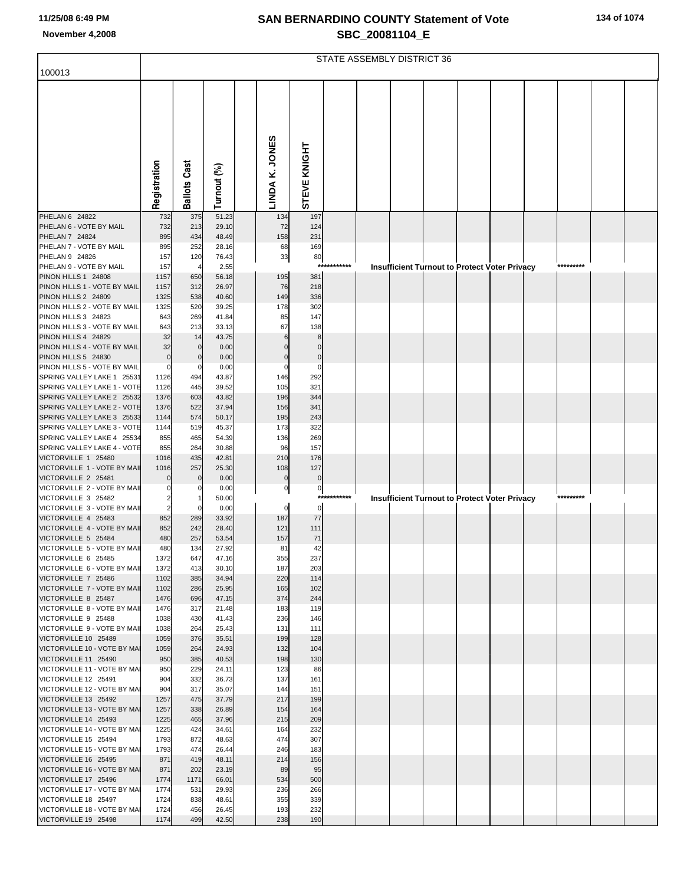# SAN BERNARDINO COUNTY Statement of Vote
## SBC_20081104_E

November 4,2008

100013

STATE ASSEMBLY DISTRICT 36

| | Registration | Ballots Cast | Turnout (%) | LINDA K. JONES | STEVE KNIGHT |
|---|---|---|---|---|---|
| PHELAN 6 24822 | 732 | 375 | 51.23 | 134 | 197 |
| PHELAN 6 - VOTE BY MAIL | 732 | 213 | 29.10 | 72 | 124 |
| PHELAN 7 24824 | 895 | 434 | 48.49 | 158 | 231 |
| PHELAN 7 - VOTE BY MAIL | 895 | 252 | 28.16 | 68 | 169 |
| PHELAN 9 24826 | 157 | 120 | 76.43 | 33 | 80 |
| PHELAN 9 - VOTE BY MAIL | 157 | 4 | 2.55 | *********** Insufficient Turnout to Protect Voter Privacy ********* | |
| PINON HILLS 1 24808 | 1157 | 650 | 56.18 | 195 | 381 |
| PINON HILLS 1 - VOTE BY MAIL | 1157 | 312 | 26.97 | 76 | 218 |
| PINON HILLS 2 24809 | 1325 | 538 | 40.60 | 149 | 336 |
| PINON HILLS 2 - VOTE BY MAIL | 1325 | 520 | 39.25 | 178 | 302 |
| PINON HILLS 3 24823 | 643 | 269 | 41.84 | 85 | 147 |
| PINON HILLS 3 - VOTE BY MAIL | 643 | 213 | 33.13 | 67 | 138 |
| PINON HILLS 4 24829 | 32 | 14 | 43.75 | 6 | 8 |
| PINON HILLS 4 - VOTE BY MAIL | 32 | 0 | 0.00 | 0 | 0 |
| PINON HILLS 5 24830 | 0 | 0 | 0.00 | 0 | 0 |
| PINON HILLS 5 - VOTE BY MAIL | 0 | 0 | 0.00 | 0 | 0 |
| SPRING VALLEY LAKE 1 25531 | 1126 | 494 | 43.87 | 146 | 292 |
| SPRING VALLEY LAKE 1 - VOTE | 1126 | 445 | 39.52 | 105 | 321 |
| SPRING VALLEY LAKE 2 25532 | 1376 | 603 | 43.82 | 196 | 344 |
| SPRING VALLEY LAKE 2 - VOTE | 1376 | 522 | 37.94 | 156 | 341 |
| SPRING VALLEY LAKE 3 25533 | 1144 | 574 | 50.17 | 195 | 243 |
| SPRING VALLEY LAKE 3 - VOTE | 1144 | 519 | 45.37 | 173 | 322 |
| SPRING VALLEY LAKE 4 25534 | 855 | 465 | 54.39 | 136 | 269 |
| SPRING VALLEY LAKE 4 - VOTE | 855 | 264 | 30.88 | 96 | 157 |
| VICTORVILLE 1 25480 | 1016 | 435 | 42.81 | 210 | 176 |
| VICTORVILLE 1 - VOTE BY MAIL | 1016 | 257 | 25.30 | 108 | 127 |
| VICTORVILLE 2 25481 | 0 | 0 | 0.00 | 0 | 0 |
| VICTORVILLE 2 - VOTE BY MAIL | 0 | 0 | 0.00 | 0 | 0 |
| VICTORVILLE 3 25482 | 2 | 1 | 50.00 | *********** Insufficient Turnout to Protect Voter Privacy ********* | |
| VICTORVILLE 3 - VOTE BY MAIL | 2 | 0 | 0.00 | 0 | 0 |
| VICTORVILLE 4 25483 | 852 | 289 | 33.92 | 187 | 77 |
| VICTORVILLE 4 - VOTE BY MAIL | 852 | 242 | 28.40 | 121 | 111 |
| VICTORVILLE 5 25484 | 480 | 257 | 53.54 | 157 | 71 |
| VICTORVILLE 5 - VOTE BY MAIL | 480 | 134 | 27.92 | 81 | 42 |
| VICTORVILLE 6 25485 | 1372 | 647 | 47.16 | 355 | 237 |
| VICTORVILLE 6 - VOTE BY MAIL | 1372 | 413 | 30.10 | 187 | 203 |
| VICTORVILLE 7 25486 | 1102 | 385 | 34.94 | 220 | 114 |
| VICTORVILLE 7 - VOTE BY MAIL | 1102 | 286 | 25.95 | 165 | 102 |
| VICTORVILLE 8 25487 | 1476 | 696 | 47.15 | 374 | 244 |
| VICTORVILLE 8 - VOTE BY MAIL | 1476 | 317 | 21.48 | 183 | 119 |
| VICTORVILLE 9 25488 | 1038 | 430 | 41.43 | 236 | 146 |
| VICTORVILLE 9 - VOTE BY MAIL | 1038 | 264 | 25.43 | 131 | 111 |
| VICTORVILLE 10 25489 | 1059 | 376 | 35.51 | 199 | 128 |
| VICTORVILLE 10 - VOTE BY MAIL | 1059 | 264 | 24.93 | 132 | 104 |
| VICTORVILLE 11 25490 | 950 | 385 | 40.53 | 198 | 130 |
| VICTORVILLE 11 - VOTE BY MAIL | 950 | 229 | 24.11 | 123 | 86 |
| VICTORVILLE 12 25491 | 904 | 332 | 36.73 | 137 | 161 |
| VICTORVILLE 12 - VOTE BY MAIL | 904 | 317 | 35.07 | 144 | 151 |
| VICTORVILLE 13 25492 | 1257 | 475 | 37.79 | 217 | 199 |
| VICTORVILLE 13 - VOTE BY MAIL | 1257 | 338 | 26.89 | 154 | 164 |
| VICTORVILLE 14 25493 | 1225 | 465 | 37.96 | 215 | 209 |
| VICTORVILLE 14 - VOTE BY MAIL | 1225 | 424 | 34.61 | 164 | 232 |
| VICTORVILLE 15 25494 | 1793 | 872 | 48.63 | 474 | 307 |
| VICTORVILLE 15 - VOTE BY MAIL | 1793 | 474 | 26.44 | 246 | 183 |
| VICTORVILLE 16 25495 | 871 | 419 | 48.11 | 214 | 156 |
| VICTORVILLE 16 - VOTE BY MAIL | 871 | 202 | 23.19 | 89 | 95 |
| VICTORVILLE 17 25496 | 1774 | 1171 | 66.01 | 534 | 500 |
| VICTORVILLE 17 - VOTE BY MAIL | 1774 | 531 | 29.93 | 236 | 266 |
| VICTORVILLE 18 25497 | 1724 | 838 | 48.61 | 355 | 339 |
| VICTORVILLE 18 - VOTE BY MAIL | 1724 | 456 | 26.45 | 193 | 232 |
| VICTORVILLE 19 25498 | 1174 | 499 | 42.50 | 238 | 190 |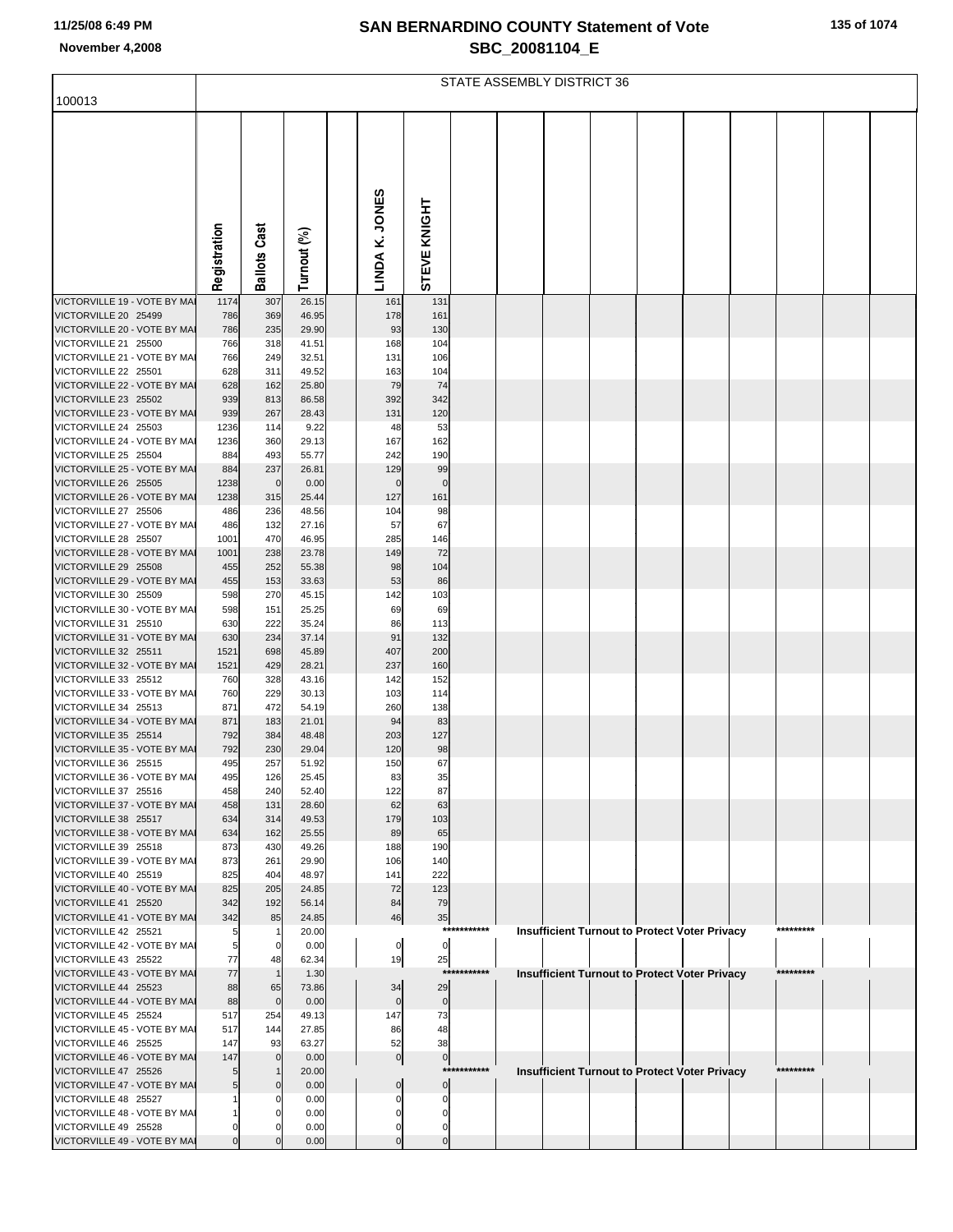## STATE ASSEMBLY DISTRICT 36

100013

| | Registration | Ballots Cast | Turnout (%) | | LINDA K. JONES | STEVE KNIGHT | | | | | | | | | |
|---|---|---|---|---|---|---|---|---|---|---|---|---|---|---|---|
| VICTORVILLE 19 - VOTE BY MAI | 1174 | 307 | 26.15 | | 161 | 131 | | | | | | | | | |
| VICTORVILLE 20 25499 | 786 | 369 | 46.95 | | 178 | 161 | | | | | | | | | |
| VICTORVILLE 20 - VOTE BY MAI | 786 | 235 | 29.90 | | 93 | 130 | | | | | | | | | |
| VICTORVILLE 21 25500 | 766 | 318 | 41.51 | | 168 | 104 | | | | | | | | | |
| VICTORVILLE 21 - VOTE BY MAI | 766 | 249 | 32.51 | | 131 | 106 | | | | | | | | | |
| VICTORVILLE 22 25501 | 628 | 311 | 49.52 | | 163 | 104 | | | | | | | | | |
| VICTORVILLE 22 - VOTE BY MAI | 628 | 162 | 25.80 | | 79 | 74 | | | | | | | | | |
| VICTORVILLE 23 25502 | 939 | 813 | 86.58 | | 392 | 342 | | | | | | | | | |
| VICTORVILLE 23 - VOTE BY MAI | 939 | 267 | 28.43 | | 131 | 120 | | | | | | | | | |
| VICTORVILLE 24 25503 | 1236 | 114 | 9.22 | | 48 | 53 | | | | | | | | | |
| VICTORVILLE 24 - VOTE BY MAI | 1236 | 360 | 29.13 | | 167 | 162 | | | | | | | | | |
| VICTORVILLE 25 25504 | 884 | 493 | 55.77 | | 242 | 190 | | | | | | | | | |
| VICTORVILLE 25 - VOTE BY MAI | 884 | 237 | 26.81 | | 129 | 99 | | | | | | | | | |
| VICTORVILLE 26 25505 | 1238 | 0 | 0.00 | | 0 | 0 | | | | | | | | | |
| VICTORVILLE 26 - VOTE BY MAI | 1238 | 315 | 25.44 | | 127 | 161 | | | | | | | | | |
| VICTORVILLE 27 25506 | 486 | 236 | 48.56 | | 104 | 98 | | | | | | | | | |
| VICTORVILLE 27 - VOTE BY MAI | 486 | 132 | 27.16 | | 57 | 67 | | | | | | | | | |
| VICTORVILLE 28 25507 | 1001 | 470 | 46.95 | | 285 | 146 | | | | | | | | | |
| VICTORVILLE 28 - VOTE BY MAI | 1001 | 238 | 23.78 | | 149 | 72 | | | | | | | | | |
| VICTORVILLE 29 25508 | 455 | 252 | 55.38 | | 98 | 104 | | | | | | | | | |
| VICTORVILLE 29 - VOTE BY MAI | 455 | 153 | 33.63 | | 53 | 86 | | | | | | | | | |
| VICTORVILLE 30 25509 | 598 | 270 | 45.15 | | 142 | 103 | | | | | | | | | |
| VICTORVILLE 30 - VOTE BY MAI | 598 | 151 | 25.25 | | 69 | 69 | | | | | | | | | |
| VICTORVILLE 31 25510 | 630 | 222 | 35.24 | | 86 | 113 | | | | | | | | | |
| VICTORVILLE 31 - VOTE BY MAI | 630 | 234 | 37.14 | | 91 | 132 | | | | | | | | | |
| VICTORVILLE 32 25511 | 1521 | 698 | 45.89 | | 407 | 200 | | | | | | | | | |
| VICTORVILLE 32 - VOTE BY MAI | 1521 | 429 | 28.21 | | 237 | 160 | | | | | | | | | |
| VICTORVILLE 33 25512 | 760 | 328 | 43.16 | | 142 | 152 | | | | | | | | | |
| VICTORVILLE 33 - VOTE BY MAI | 760 | 229 | 30.13 | | 103 | 114 | | | | | | | | | |
| VICTORVILLE 34 25513 | 871 | 472 | 54.19 | | 260 | 138 | | | | | | | | | |
| VICTORVILLE 34 - VOTE BY MAI | 871 | 183 | 21.01 | | 94 | 83 | | | | | | | | | |
| VICTORVILLE 35 25514 | 792 | 384 | 48.48 | | 203 | 127 | | | | | | | | | |
| VICTORVILLE 35 - VOTE BY MAI | 792 | 230 | 29.04 | | 120 | 98 | | | | | | | | | |
| VICTORVILLE 36 25515 | 495 | 257 | 51.92 | | 150 | 67 | | | | | | | | | |
| VICTORVILLE 36 - VOTE BY MAI | 495 | 126 | 25.45 | | 83 | 35 | | | | | | | | | |
| VICTORVILLE 37 25516 | 458 | 240 | 52.40 | | 122 | 87 | | | | | | | | | |
| VICTORVILLE 37 - VOTE BY MAI | 458 | 131 | 28.60 | | 62 | 63 | | | | | | | | | |
| VICTORVILLE 38 25517 | 634 | 314 | 49.53 | | 179 | 103 | | | | | | | | | |
| VICTORVILLE 38 - VOTE BY MAI | 634 | 162 | 25.55 | | 89 | 65 | | | | | | | | | |
| VICTORVILLE 39 25518 | 873 | 430 | 49.26 | | 188 | 190 | | | | | | | | | |
| VICTORVILLE 39 - VOTE BY MAI | 873 | 261 | 29.90 | | 106 | 140 | | | | | | | | | |
| VICTORVILLE 40 25519 | 825 | 404 | 48.97 | | 141 | 222 | | | | | | | | | |
| VICTORVILLE 40 - VOTE BY MAI | 825 | 205 | 24.85 | | 72 | 123 | | | | | | | | | |
| VICTORVILLE 41 25520 | 342 | 192 | 56.14 | | 84 | 79 | | | | | | | | | |
| VICTORVILLE 41 - VOTE BY MAI | 342 | 85 | 24.85 | | 46 | 35 | | | | | | | | | |
| VICTORVILLE 42 25521 | 5 | 1 | 20.00 | | | | *********** | Insufficient Turnout to Protect Voter Privacy | | | | | | ********* | |
| VICTORVILLE 42 - VOTE BY MAI | 5 | 0 | 0.00 | | 0 | 0 | | | | | | | | | |
| VICTORVILLE 43 25522 | 77 | 48 | 62.34 | | 19 | 25 | | | | | | | | | |
| VICTORVILLE 43 - VOTE BY MAI | 77 | 1 | 1.30 | | | | *********** | Insufficient Turnout to Protect Voter Privacy | | | | | | ********* | |
| VICTORVILLE 44 25523 | 88 | 65 | 73.86 | | 34 | 29 | | | | | | | | | |
| VICTORVILLE 44 - VOTE BY MAI | 88 | 0 | 0.00 | | 0 | 0 | | | | | | | | | |
| VICTORVILLE 45 25524 | 517 | 254 | 49.13 | | 147 | 73 | | | | | | | | | |
| VICTORVILLE 45 - VOTE BY MAI | 517 | 144 | 27.85 | | 86 | 48 | | | | | | | | | |
| VICTORVILLE 46 25525 | 147 | 93 | 63.27 | | 52 | 38 | | | | | | | | | |
| VICTORVILLE 46 - VOTE BY MAI | 147 | 0 | 0.00 | | 0 | 0 | | | | | | | | | |
| VICTORVILLE 47 25526 | 5 | 1 | 20.00 | | | | *********** | Insufficient Turnout to Protect Voter Privacy | | | | | | ********* | |
| VICTORVILLE 47 - VOTE BY MAI | 5 | 0 | 0.00 | | 0 | 0 | | | | | | | | | |
| VICTORVILLE 48 25527 | 1 | 0 | 0.00 | | 0 | 0 | | | | | | | | | |
| VICTORVILLE 48 - VOTE BY MAI | 1 | 0 | 0.00 | | 0 | 0 | | | | | | | | | |
| VICTORVILLE 49 25528 | 0 | 0 | 0.00 | | 0 | 0 | | | | | | | | | |
| VICTORVILLE 49 - VOTE BY MAI | 0 | 0 | 0.00 | | 0 | 0 | | | | | | | | | |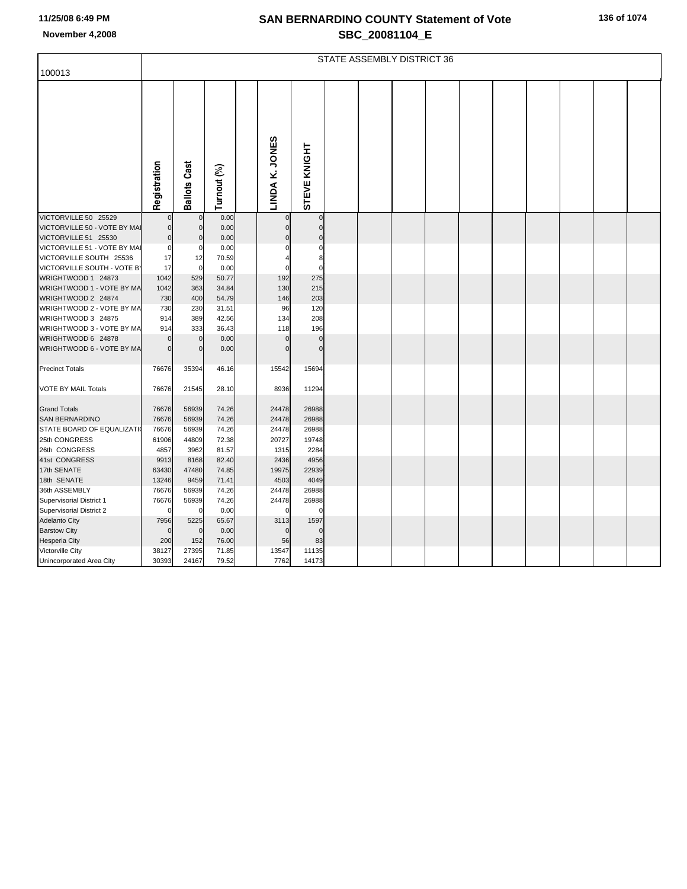# SAN BERNARDINO COUNTY Statement of Vote

## SBC_20081104_E

11/25/08 6:49 PM

November 4,2008

| 100013 | STATE ASSEMBLY DISTRICT 36 | | | | | |
|---|---|---|---|---|---|---|
| | Registration | Ballots Cast | Turnout (%) | | LINDA K. JONES | STEVE KNIGHT |
| VICTORVILLE 50 25529 | 0 | 0 | 0.00 | | 0 | 0 |
| VICTORVILLE 50 - VOTE BY MAI | 0 | 0 | 0.00 | | 0 | 0 |
| VICTORVILLE 51 25530 | 0 | 0 | 0.00 | | 0 | 0 |
| VICTORVILLE 51 - VOTE BY MAI | 0 | 0 | 0.00 | | 0 | 0 |
| VICTORVILLE SOUTH 25536 | 17 | 12 | 70.59 | | 4 | 8 |
| VICTORVILLE SOUTH - VOTE BY | 17 | 0 | 0.00 | | 0 | 0 |
| WRIGHTWOOD 1 24873 | 1042 | 529 | 50.77 | | 192 | 275 |
| WRIGHTWOOD 1 - VOTE BY MA | 1042 | 363 | 34.84 | | 130 | 215 |
| WRIGHTWOOD 2 24874 | 730 | 400 | 54.79 | | 146 | 203 |
| WRIGHTWOOD 2 - VOTE BY MA | 730 | 230 | 31.51 | | 96 | 120 |
| WRIGHTWOOD 3 24875 | 914 | 389 | 42.56 | | 134 | 208 |
| WRIGHTWOOD 3 - VOTE BY MA | 914 | 333 | 36.43 | | 118 | 196 |
| WRIGHTWOOD 6 24878 | 0 | 0 | 0.00 | | 0 | 0 |
| WRIGHTWOOD 6 - VOTE BY MA | 0 | 0 | 0.00 | | 0 | 0 |
| Precinct Totals | 76676 | 35394 | 46.16 | | 15542 | 15694 |
| VOTE BY MAIL Totals | 76676 | 21545 | 28.10 | | 8936 | 11294 |
| Grand Totals | 76676 | 56939 | 74.26 | | 24478 | 26988 |
| SAN BERNARDINO | 76676 | 56939 | 74.26 | | 24478 | 26988 |
| STATE BOARD OF EQUALIZATI | 76676 | 56939 | 74.26 | | 24478 | 26988 |
| 25th CONGRESS | 61906 | 44809 | 72.38 | | 20727 | 19748 |
| 26th CONGRESS | 4857 | 3962 | 81.57 | | 1315 | 2284 |
| 41st CONGRESS | 9913 | 8168 | 82.40 | | 2436 | 4956 |
| 17th SENATE | 63430 | 47480 | 74.85 | | 19975 | 22939 |
| 18th SENATE | 13246 | 9459 | 71.41 | | 4503 | 4049 |
| 36th ASSEMBLY | 76676 | 56939 | 74.26 | | 24478 | 26988 |
| Supervisorial District 1 | 76676 | 56939 | 74.26 | | 24478 | 26988 |
| Supervisorial District 2 | 0 | 0 | 0.00 | | 0 | 0 |
| Adelanto City | 7956 | 5225 | 65.67 | | 3113 | 1597 |
| Barstow City | 0 | 0 | 0.00 | | 0 | 0 |
| Hesperia City | 200 | 152 | 76.00 | | 56 | 83 |
| Victorville City | 38127 | 27395 | 71.85 | | 13547 | 11135 |
| Unincorporated Area City | 30393 | 24167 | 79.52 | | 7762 | 14173 |